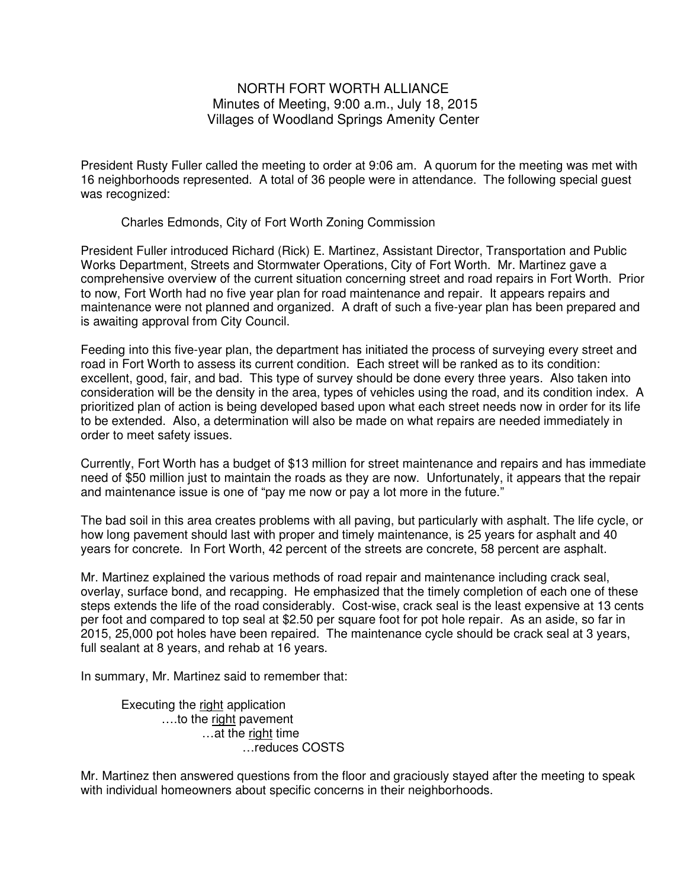NORTH FORT WORTH ALLIANCE
Minutes of Meeting, 9:00 a.m., July 18, 2015
Villages of Woodland Springs Amenity Center

President Rusty Fuller called the meeting to order at 9:06 am. A quorum for the meeting was met with 16 neighborhoods represented. A total of 36 people were in attendance. The following special guest was recognized:

Charles Edmonds, City of Fort Worth Zoning Commission

President Fuller introduced Richard (Rick) E. Martinez, Assistant Director, Transportation and Public Works Department, Streets and Stormwater Operations, City of Fort Worth. Mr. Martinez gave a comprehensive overview of the current situation concerning street and road repairs in Fort Worth. Prior to now, Fort Worth had no five year plan for road maintenance and repair. It appears repairs and maintenance were not planned and organized. A draft of such a five-year plan has been prepared and is awaiting approval from City Council.

Feeding into this five-year plan, the department has initiated the process of surveying every street and road in Fort Worth to assess its current condition. Each street will be ranked as to its condition: excellent, good, fair, and bad. This type of survey should be done every three years. Also taken into consideration will be the density in the area, types of vehicles using the road, and its condition index. A prioritized plan of action is being developed based upon what each street needs now in order for its life to be extended. Also, a determination will also be made on what repairs are needed immediately in order to meet safety issues.

Currently, Fort Worth has a budget of $13 million for street maintenance and repairs and has immediate need of $50 million just to maintain the roads as they are now. Unfortunately, it appears that the repair and maintenance issue is one of "pay me now or pay a lot more in the future."

The bad soil in this area creates problems with all paving, but particularly with asphalt. The life cycle, or how long pavement should last with proper and timely maintenance, is 25 years for asphalt and 40 years for concrete. In Fort Worth, 42 percent of the streets are concrete, 58 percent are asphalt.

Mr. Martinez explained the various methods of road repair and maintenance including crack seal, overlay, surface bond, and recapping. He emphasized that the timely completion of each one of these steps extends the life of the road considerably. Cost-wise, crack seal is the least expensive at 13 cents per foot and compared to top seal at $2.50 per square foot for pot hole repair. As an aside, so far in 2015, 25,000 pot holes have been repaired. The maintenance cycle should be crack seal at 3 years, full sealant at 8 years, and rehab at 16 years.

In summary, Mr. Martinez said to remember that:

Executing the <u>right</u> application
….to the <u>right</u> pavement
…at the <u>right</u> time
…reduces COSTS

Mr. Martinez then answered questions from the floor and graciously stayed after the meeting to speak with individual homeowners about specific concerns in their neighborhoods.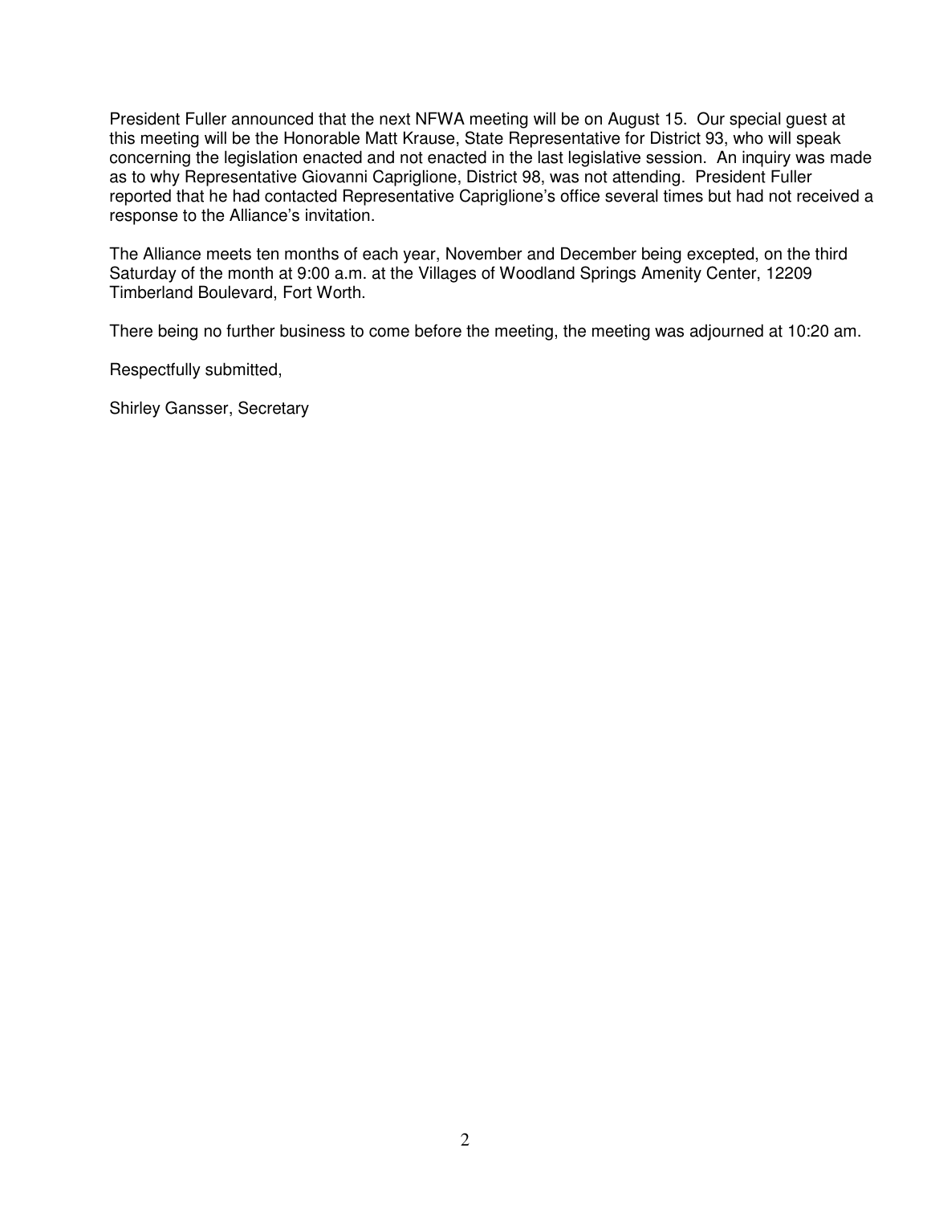President Fuller announced that the next NFWA meeting will be on August 15. Our special guest at this meeting will be the Honorable Matt Krause, State Representative for District 93, who will speak concerning the legislation enacted and not enacted in the last legislative session. An inquiry was made as to why Representative Giovanni Capriglione, District 98, was not attending. President Fuller reported that he had contacted Representative Capriglione's office several times but had not received a response to the Alliance's invitation.

The Alliance meets ten months of each year, November and December being excepted, on the third Saturday of the month at 9:00 a.m. at the Villages of Woodland Springs Amenity Center, 12209 Timberland Boulevard, Fort Worth.

There being no further business to come before the meeting, the meeting was adjourned at 10:20 am.

Respectfully submitted,

Shirley Gansser, Secretary